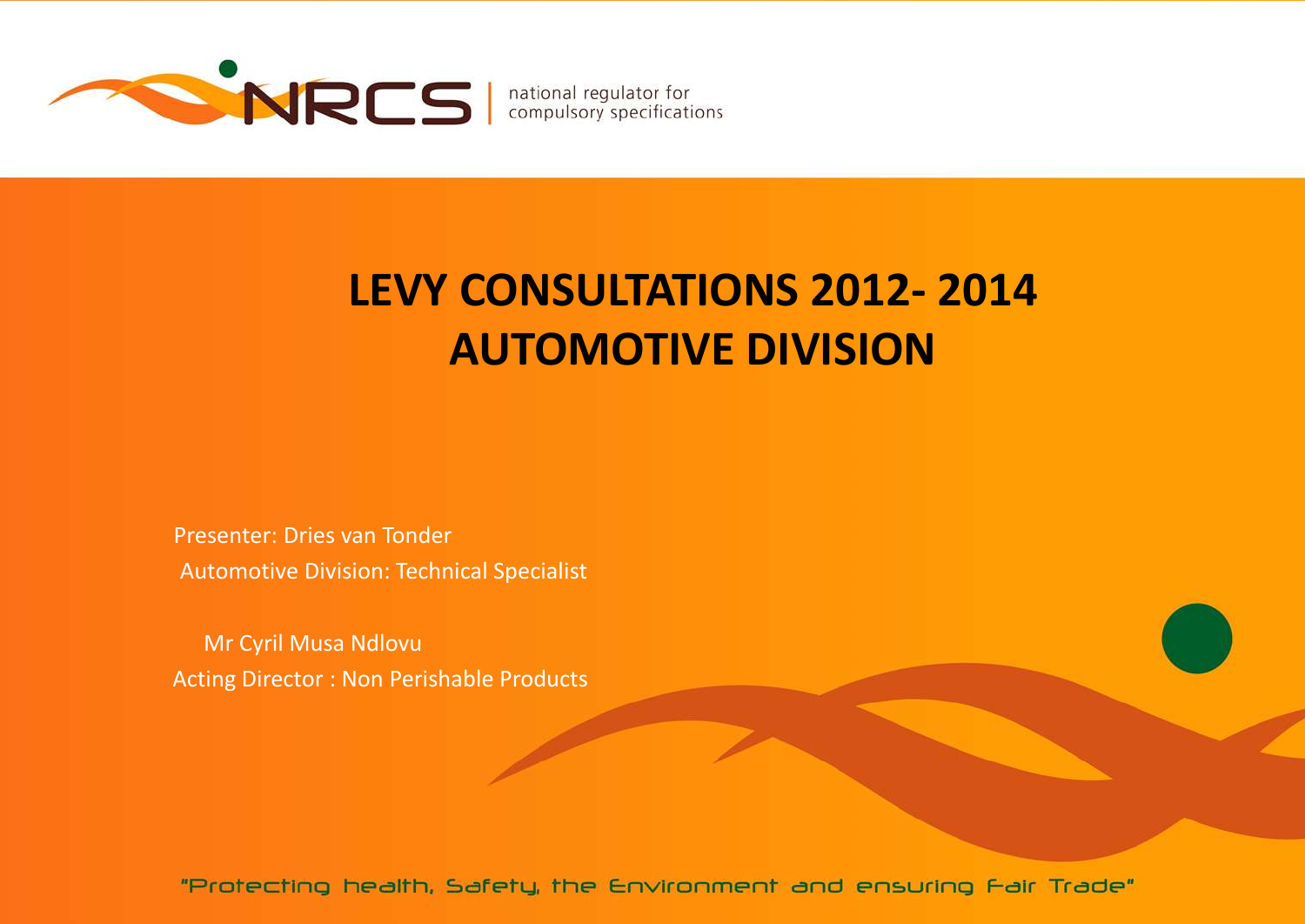NRCS | national regulator for compulsory specifications

# LEVY CONSULTATIONS 2012- 2014
# AUTOMOTIVE DIVISION

Presenter: Dries van Tonder
Automotive Division: Technical Specialist

Mr Cyril Musa Ndlovu
Acting Director : Non Perishable Products

"Protecting health, Safety, the Environment and ensuring Fair Trade"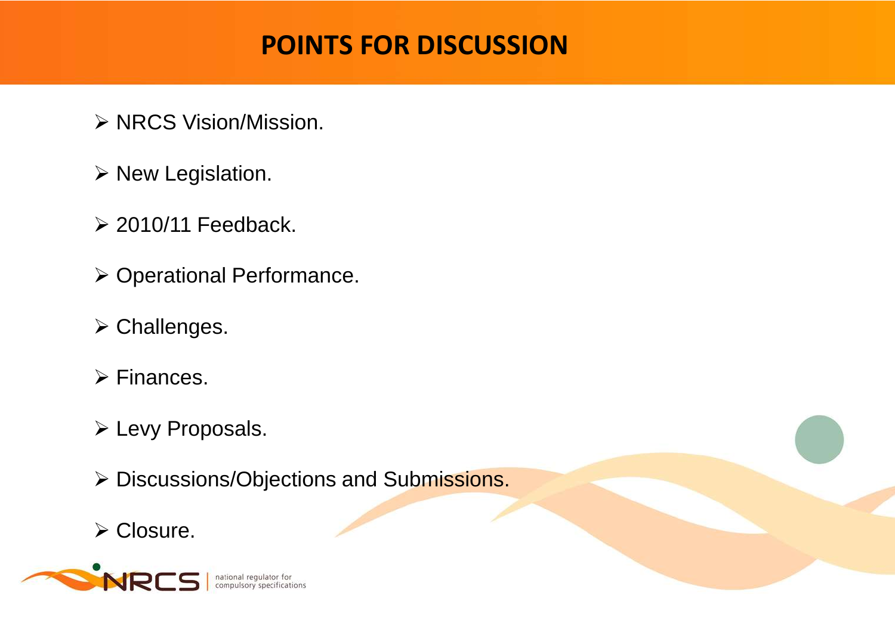# POINTS FOR DISCUSSION

- NRCS Vision/Mission.
- New Legislation.
- 2010/11 Feedback.
- Operational Performance.
- Challenges.
- Finances.
- Levy Proposals.
- Discussions/Objections and Submissions.
- Closure.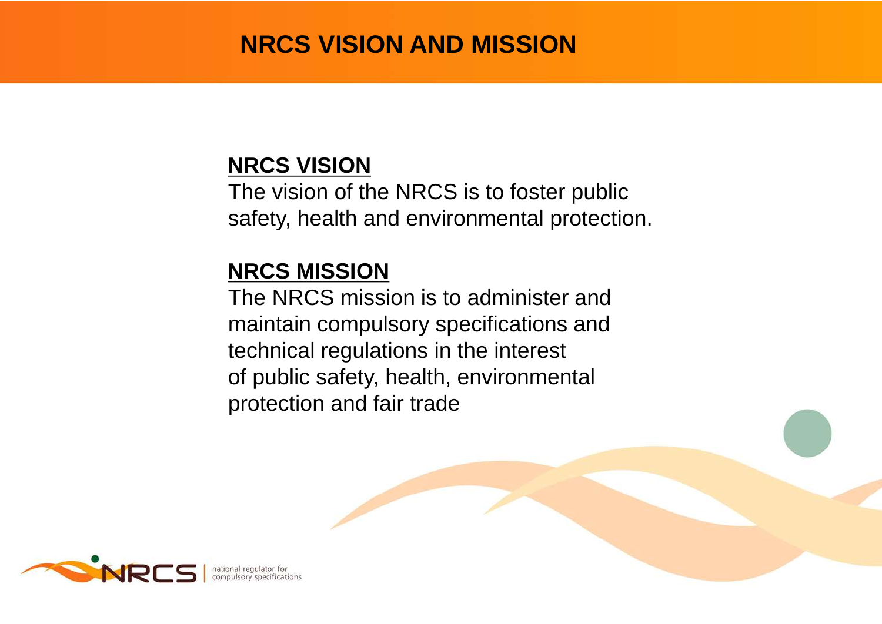# NRCS VISION AND MISSION

**NRCS VISION**

The vision of the NRCS is to foster public safety, health and environmental protection.

**NRCS MISSION**

The NRCS mission is to administer and maintain compulsory specifications and technical regulations in the interest of public safety, health, environmental protection and fair trade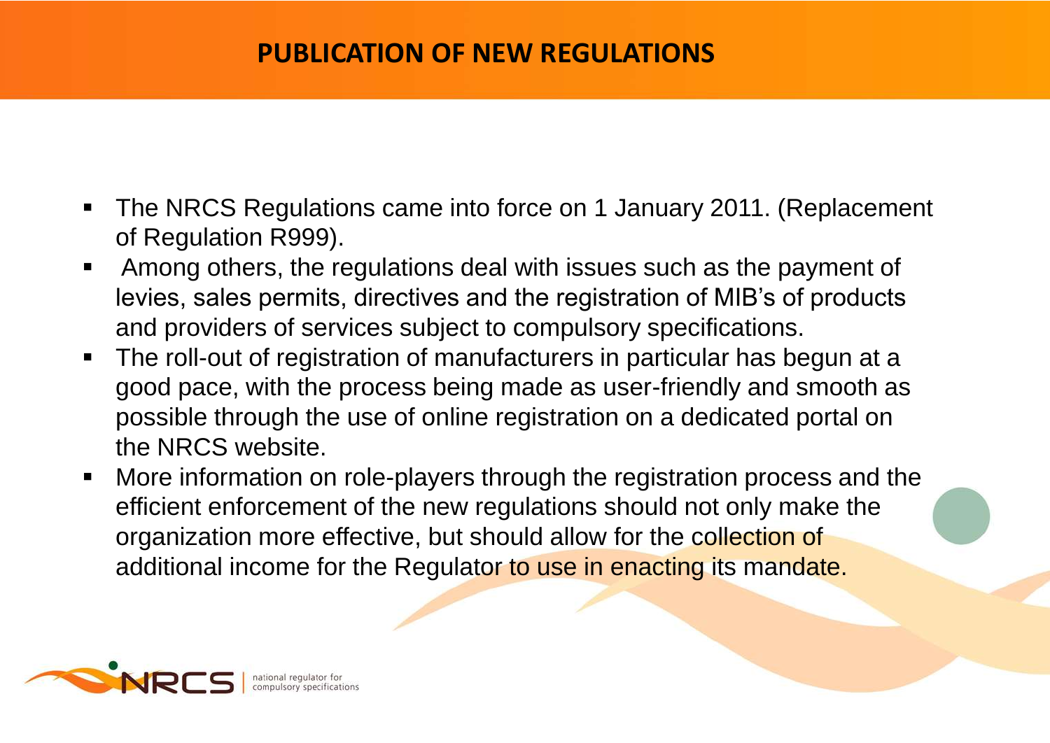# PUBLICATION OF NEW REGULATIONS

- The NRCS Regulations came into force on 1 January 2011. (Replacement of Regulation R999).
- Among others, the regulations deal with issues such as the payment of levies, sales permits, directives and the registration of MIB's of products and providers of services subject to compulsory specifications.
- The roll-out of registration of manufacturers in particular has begun at a good pace, with the process being made as user-friendly and smooth as possible through the use of online registration on a dedicated portal on the NRCS website.
- More information on role-players through the registration process and the efficient enforcement of the new regulations should not only make the organization more effective, but should allow for the collection of additional income for the Regulator to use in enacting its mandate.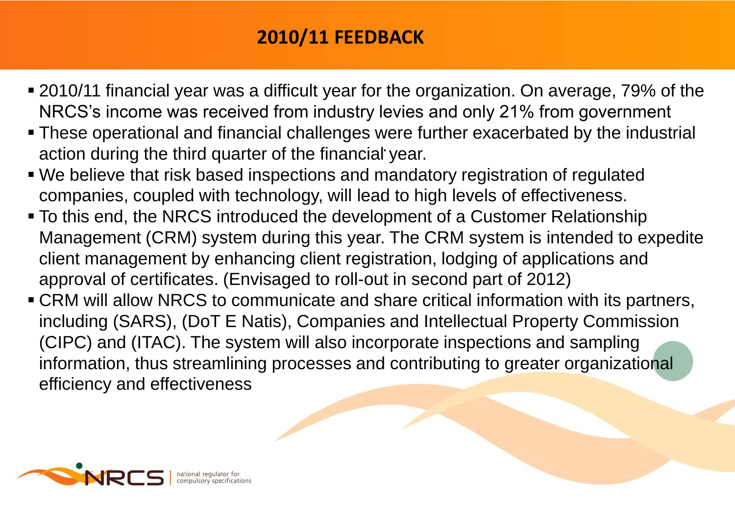# 2010/11 FEEDBACK

- 2010/11 financial year was a difficult year for the organization. On average, 79% of the NRCS's income was received from industry levies and only 21% from government
- These operational and financial challenges were further exacerbated by the industrial action during the third quarter of the financial year.
- We believe that risk based inspections and mandatory registration of regulated companies, coupled with technology, will lead to high levels of effectiveness.
- To this end, the NRCS introduced the development of a Customer Relationship Management (CRM) system during this year. The CRM system is intended to expedite client management by enhancing client registration, lodging of applications and approval of certificates. (Envisaged to roll-out in second part of 2012)
- CRM will allow NRCS to communicate and share critical information with its partners, including (SARS), (DoT E Natis), Companies and Intellectual Property Commission (CIPC) and (ITAC). The system will also incorporate inspections and sampling information, thus streamlining processes and contributing to greater organizational efficiency and effectiveness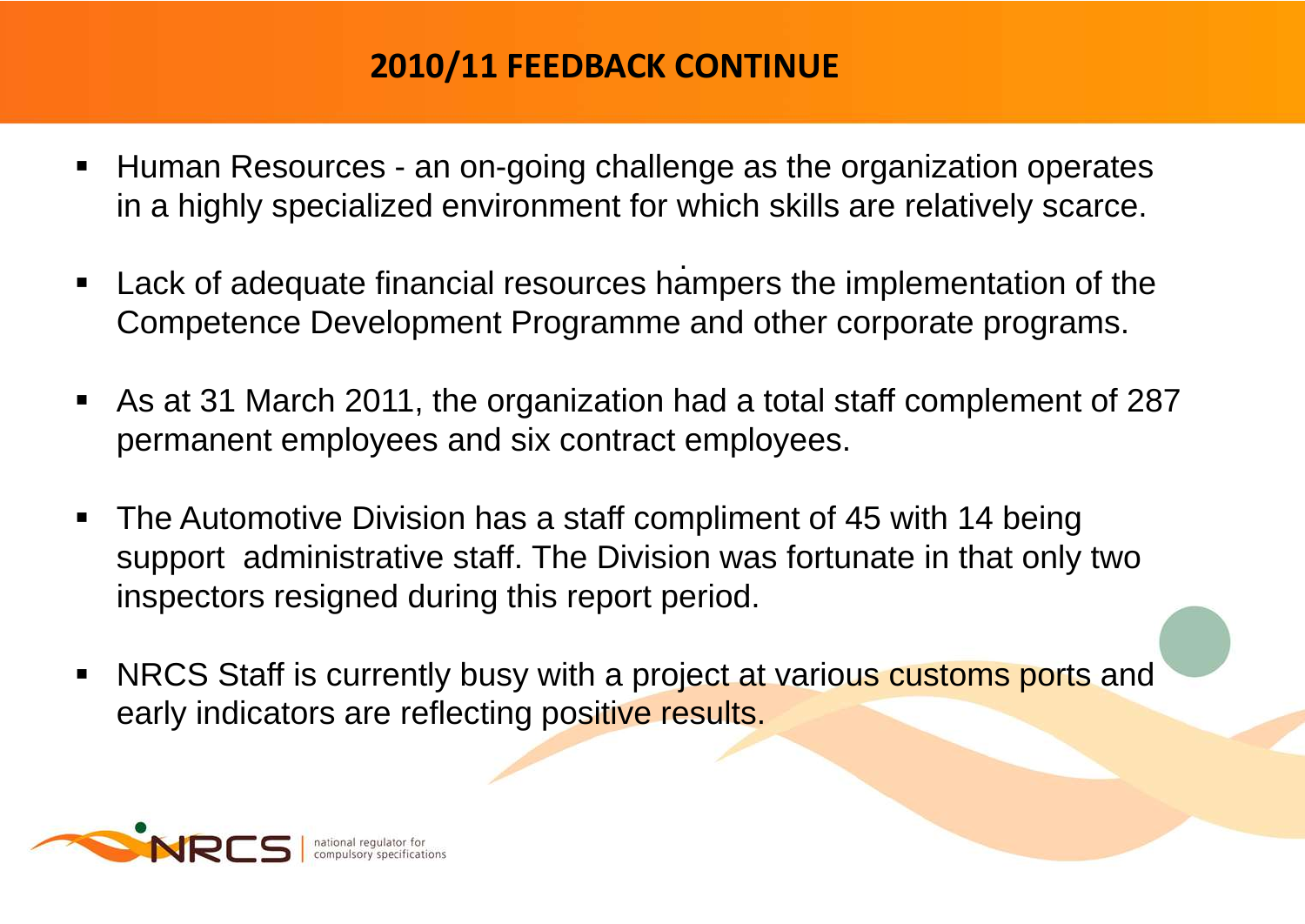## 2010/11 FEEDBACK CONTINUE

- Human Resources - an on-going challenge as the organization operates in a highly specialized environment for which skills are relatively scarce.
- Lack of adequate financial resources hampers the implementation of the Competence Development Programme and other corporate programs.
- As at 31 March 2011, the organization had a total staff complement of 287 permanent employees and six contract employees.
- The Automotive Division has a staff compliment of 45 with 14 being support administrative staff. The Division was fortunate in that only two inspectors resigned during this report period.
- NRCS Staff is currently busy with a project at various customs ports and early indicators are reflecting positive results.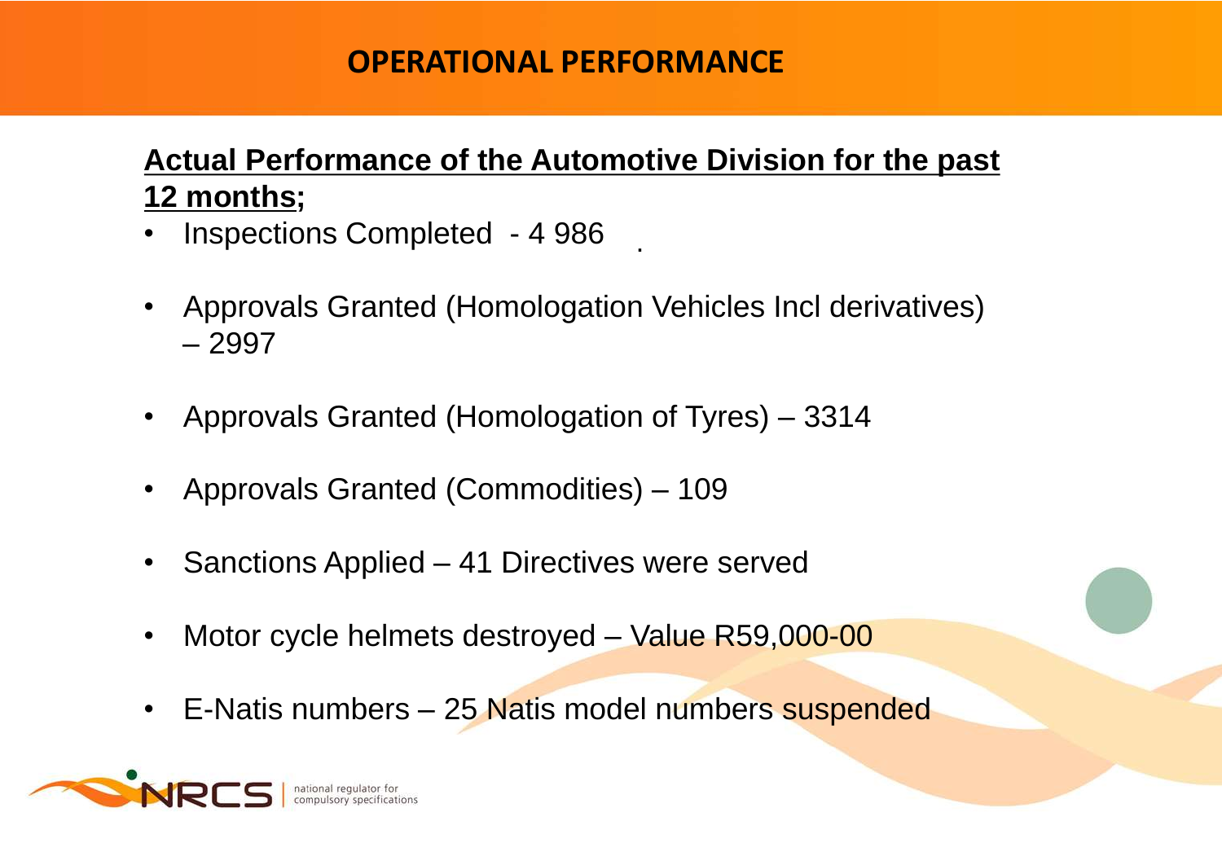# OPERATIONAL PERFORMANCE

**Actual Performance of the Automotive Division for the past 12 months;**

- Inspections Completed - 4 986
- Approvals Granted (Homologation Vehicles Incl derivatives) – 2997
- Approvals Granted (Homologation of Tyres) – 3314
- Approvals Granted (Commodities) – 109
- Sanctions Applied – 41 Directives were served
- Motor cycle helmets destroyed – Value R59,000-00
- E-Natis numbers – 25 Natis model numbers suspended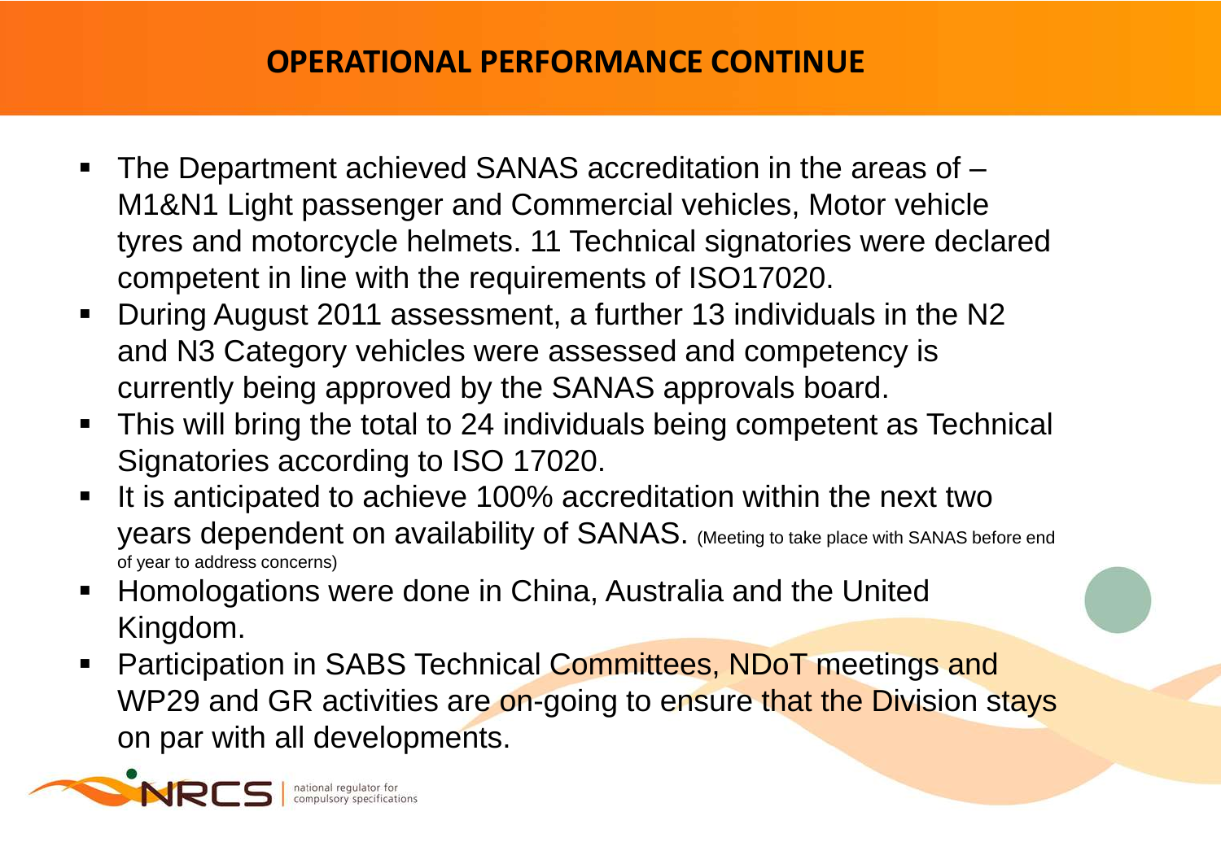# OPERATIONAL PERFORMANCE CONTINUE

- The Department achieved SANAS accreditation in the areas of – M1&N1 Light passenger and Commercial vehicles, Motor vehicle tyres and motorcycle helmets. 11 Technical signatories were declared competent in line with the requirements of ISO17020.
- During August 2011 assessment, a further 13 individuals in the N2 and N3 Category vehicles were assessed and competency is currently being approved by the SANAS approvals board.
- This will bring the total to 24 individuals being competent as Technical Signatories according to ISO 17020.
- It is anticipated to achieve 100% accreditation within the next two years dependent on availability of SANAS. (Meeting to take place with SANAS before end of year to address concerns)
- Homologations were done in China, Australia and the United Kingdom.
- Participation in SABS Technical Committees, NDoT meetings and WP29 and GR activities are on-going to ensure that the Division stays on par with all developments.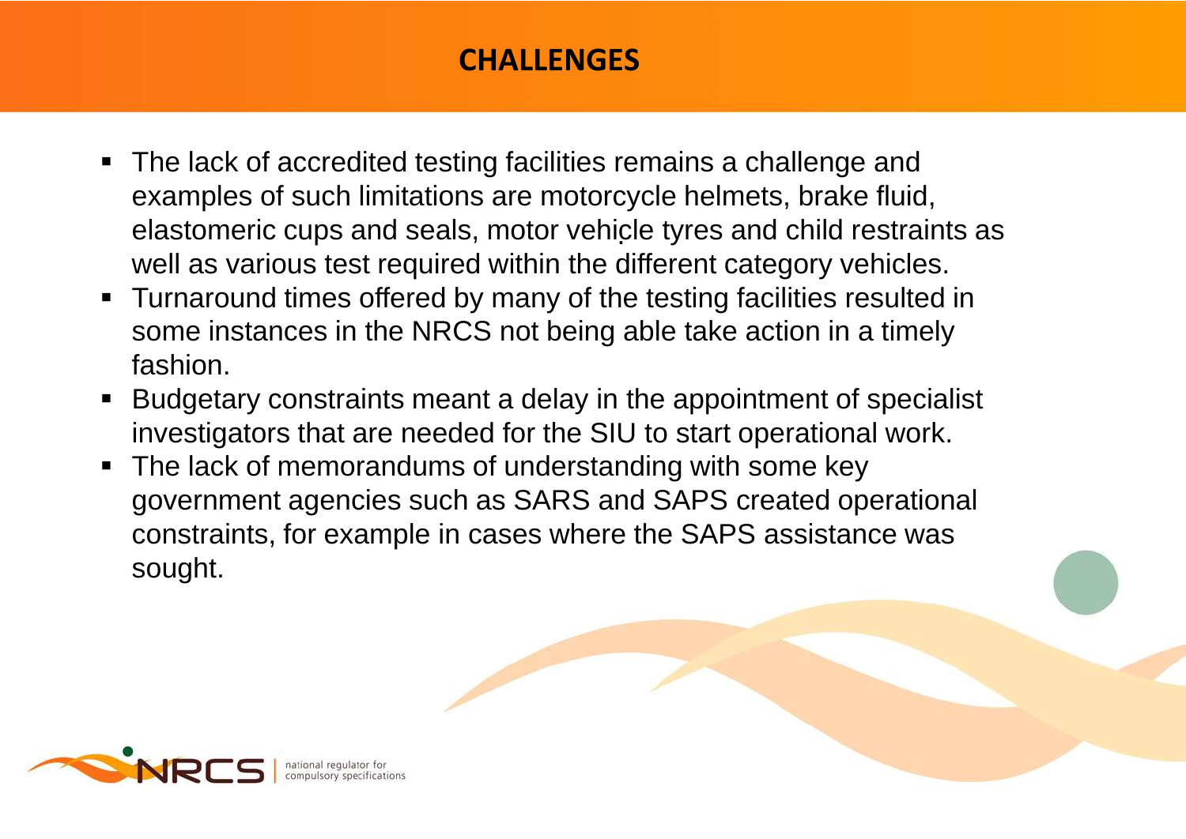# CHALLENGES

- The lack of accredited testing facilities remains a challenge and examples of such limitations are motorcycle helmets, brake fluid, elastomeric cups and seals, motor vehicle tyres and child restraints as well as various test required within the different category vehicles.
- Turnaround times offered by many of the testing facilities resulted in some instances in the NRCS not being able take action in a timely fashion.
- Budgetary constraints meant a delay in the appointment of specialist investigators that are needed for the SIU to start operational work.
- The lack of memorandums of understanding with some key government agencies such as SARS and SAPS created operational constraints, for example in cases where the SAPS assistance was sought.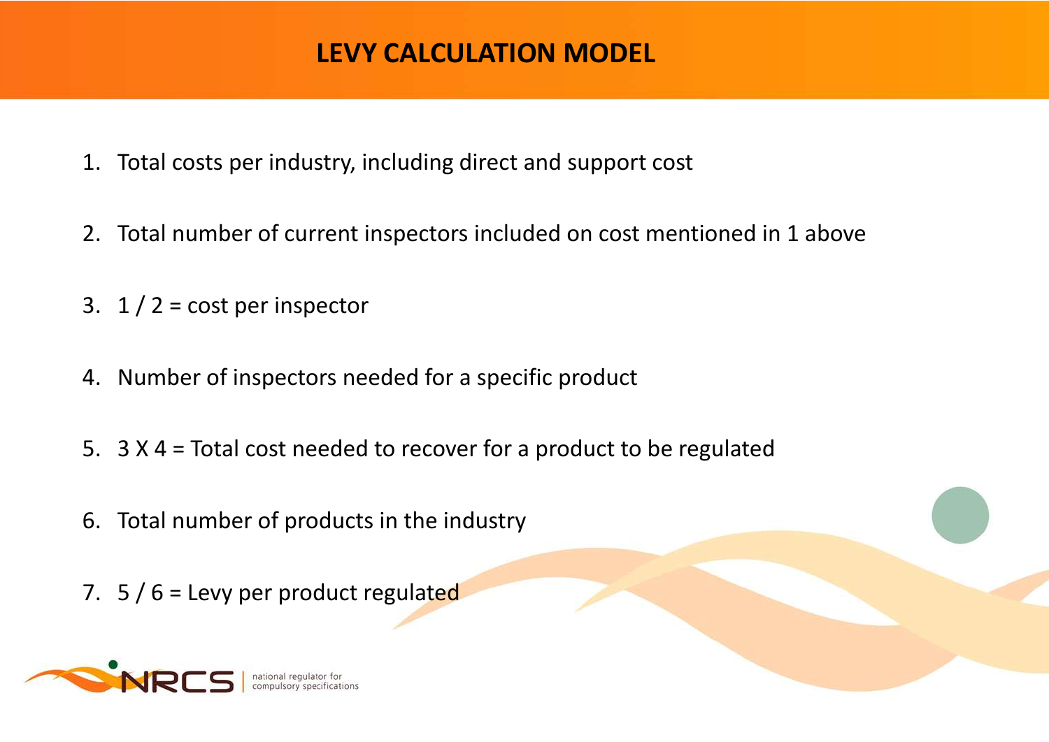# LEVY CALCULATION MODEL

1. Total costs per industry, including direct and support cost
2. Total number of current inspectors included on cost mentioned in 1 above
3. 1 / 2 = cost per inspector
4. Number of inspectors needed for a specific product
5. 3 X 4 = Total cost needed to recover for a product to be regulated
6. Total number of products in the industry
7. 5 / 6 = Levy per product regulated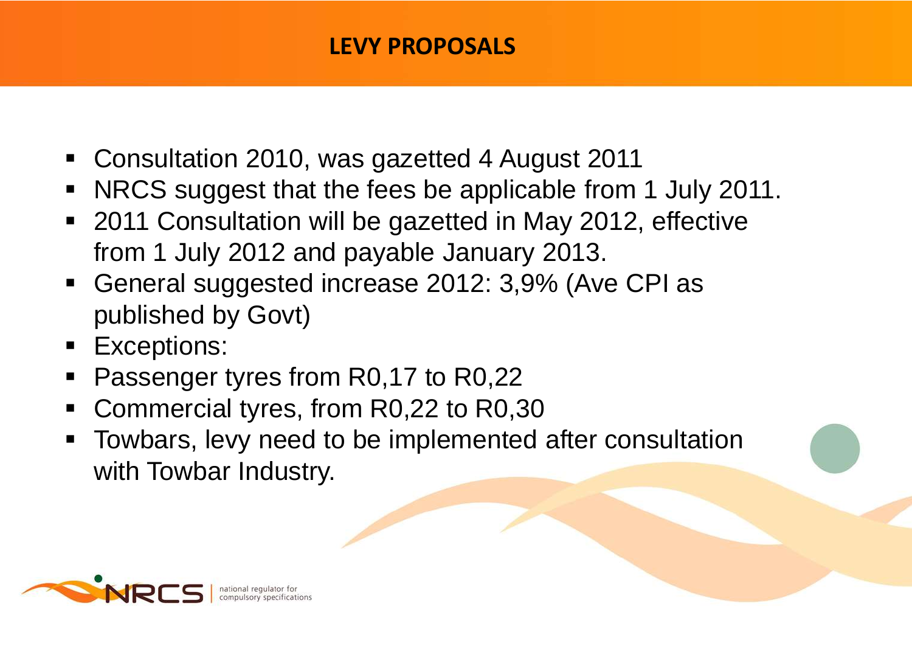# LEVY PROPOSALS

- Consultation 2010, was gazetted 4 August 2011
- NRCS suggest that the fees be applicable from 1 July 2011.
- 2011 Consultation will be gazetted in May 2012, effective from 1 July 2012 and payable January 2013.
- General suggested increase 2012: 3,9% (Ave CPI as published by Govt)
- Exceptions:
- Passenger tyres from R0,17 to R0,22
- Commercial tyres, from R0,22 to R0,30
- Towbars, levy need to be implemented after consultation with Towbar Industry.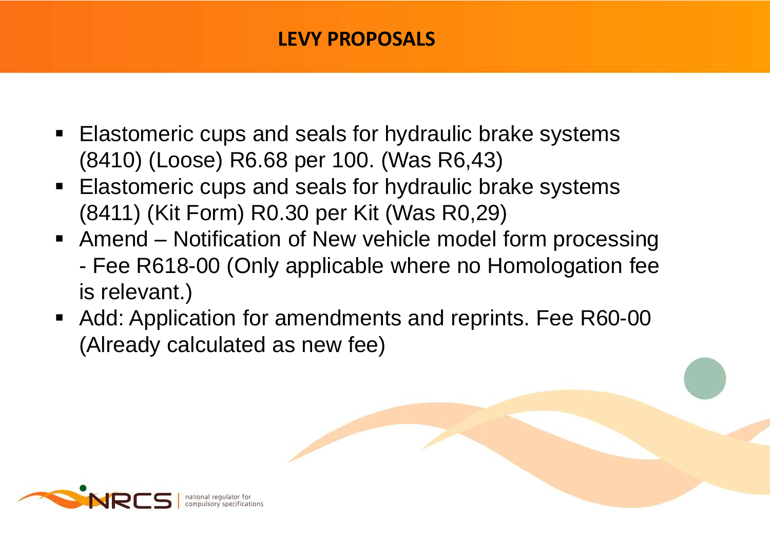# LEVY PROPOSALS

- Elastomeric cups and seals for hydraulic brake systems (8410) (Loose) R6.68 per 100. (Was R6,43)
- Elastomeric cups and seals for hydraulic brake systems (8411) (Kit Form) R0.30 per Kit (Was R0,29)
- Amend – Notification of New vehicle model form processing - Fee R618-00 (Only applicable where no Homologation fee is relevant.)
- Add: Application for amendments and reprints. Fee R60-00 (Already calculated as new fee)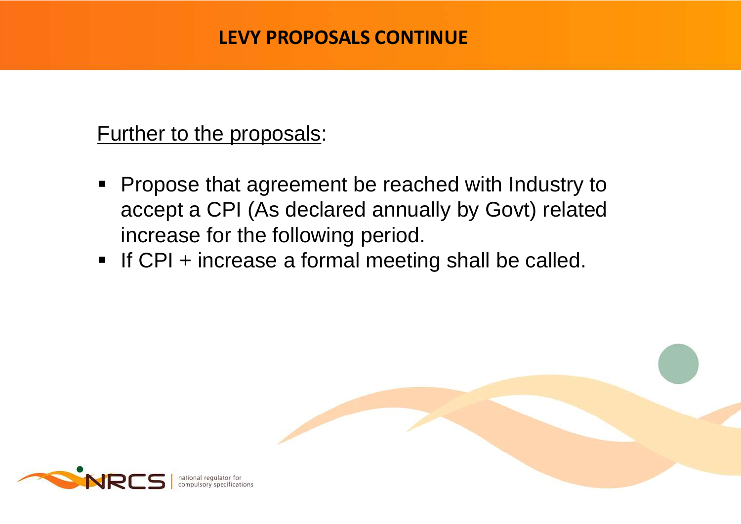# LEVY PROPOSALS CONTINUE

Further to the proposals:

- Propose that agreement be reached with Industry to accept a CPI (As declared annually by Govt) related increase for the following period.
- If CPI + increase a formal meeting shall be called.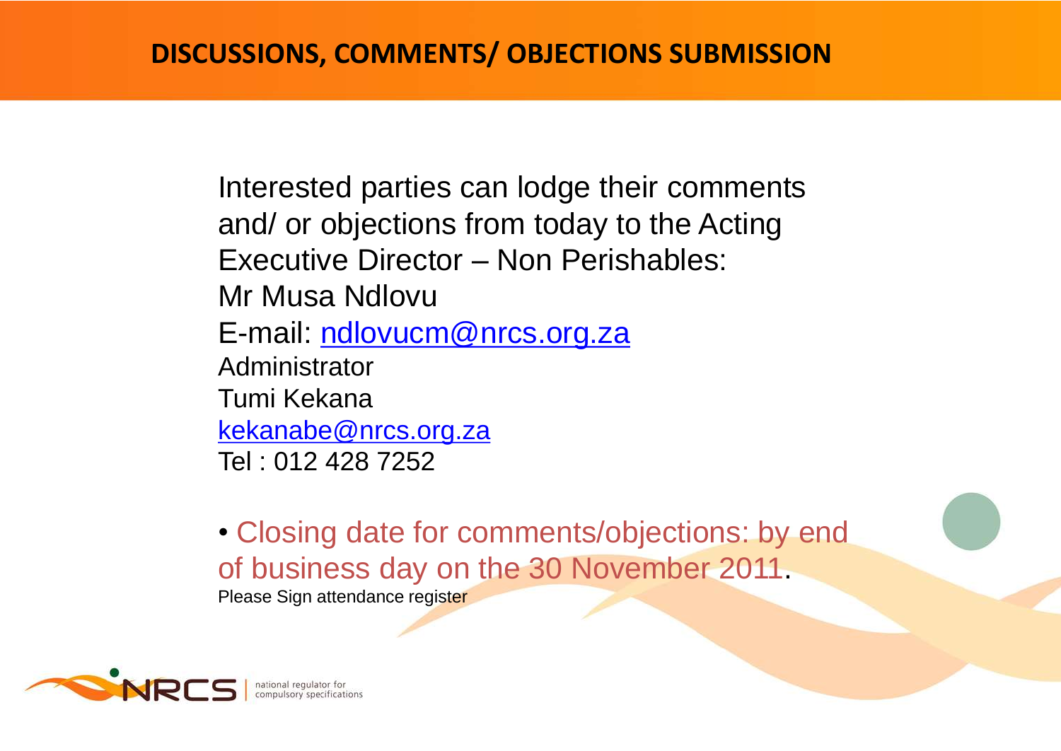# DISCUSSIONS, COMMENTS/ OBJECTIONS SUBMISSION

Interested parties can lodge their comments and/ or objections from today to the Acting Executive Director – Non Perishables:

Mr Musa Ndlovu

E-mail: ndlovucm@nrcs.org.za

Administrator

Tumi Kekana

kekanabe@nrcs.org.za

Tel : 012 428 7252

- Closing date for comments/objections: by end of business day on the 30 November 2011.

Please Sign attendance register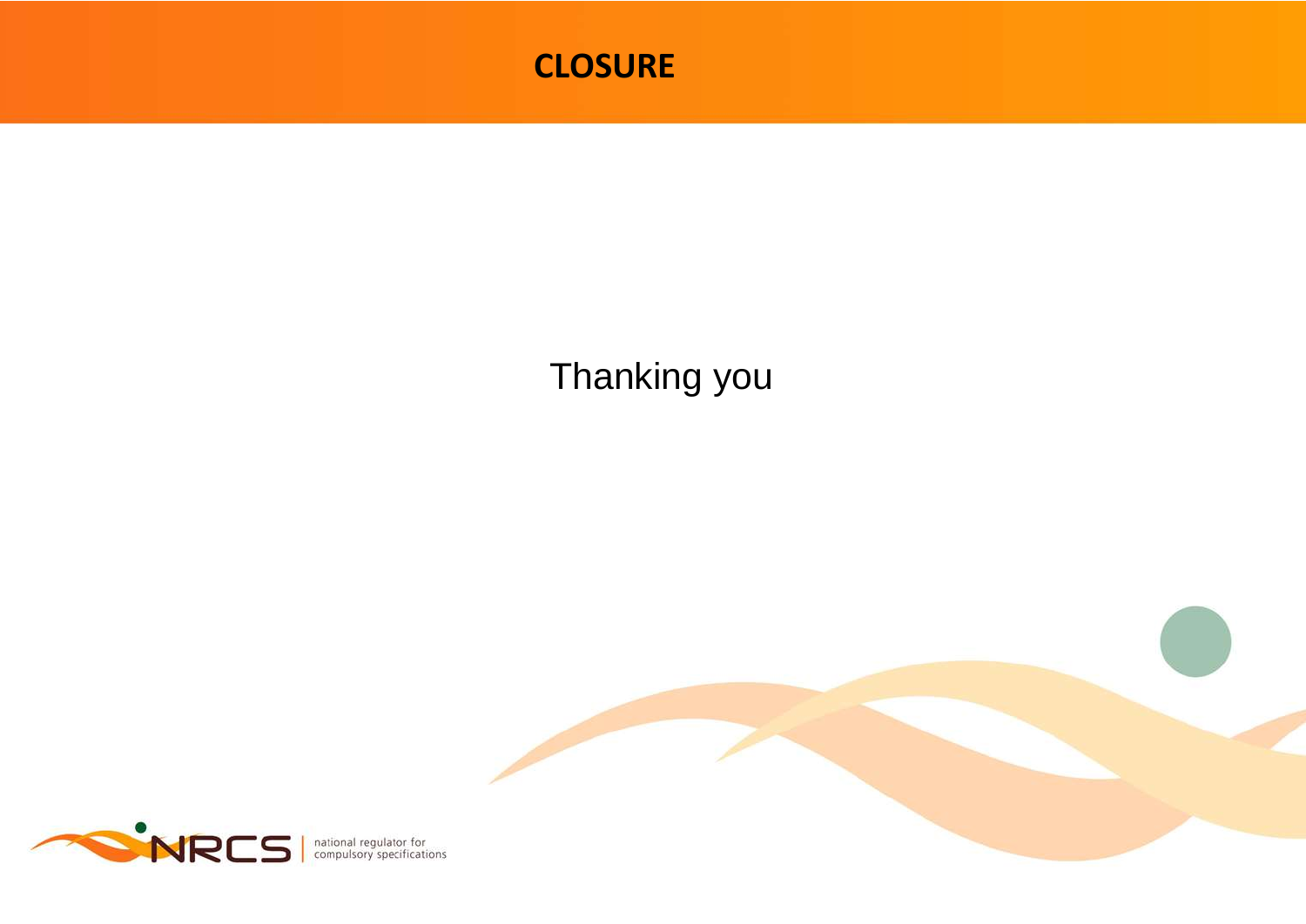# CLOSURE

Thanking you